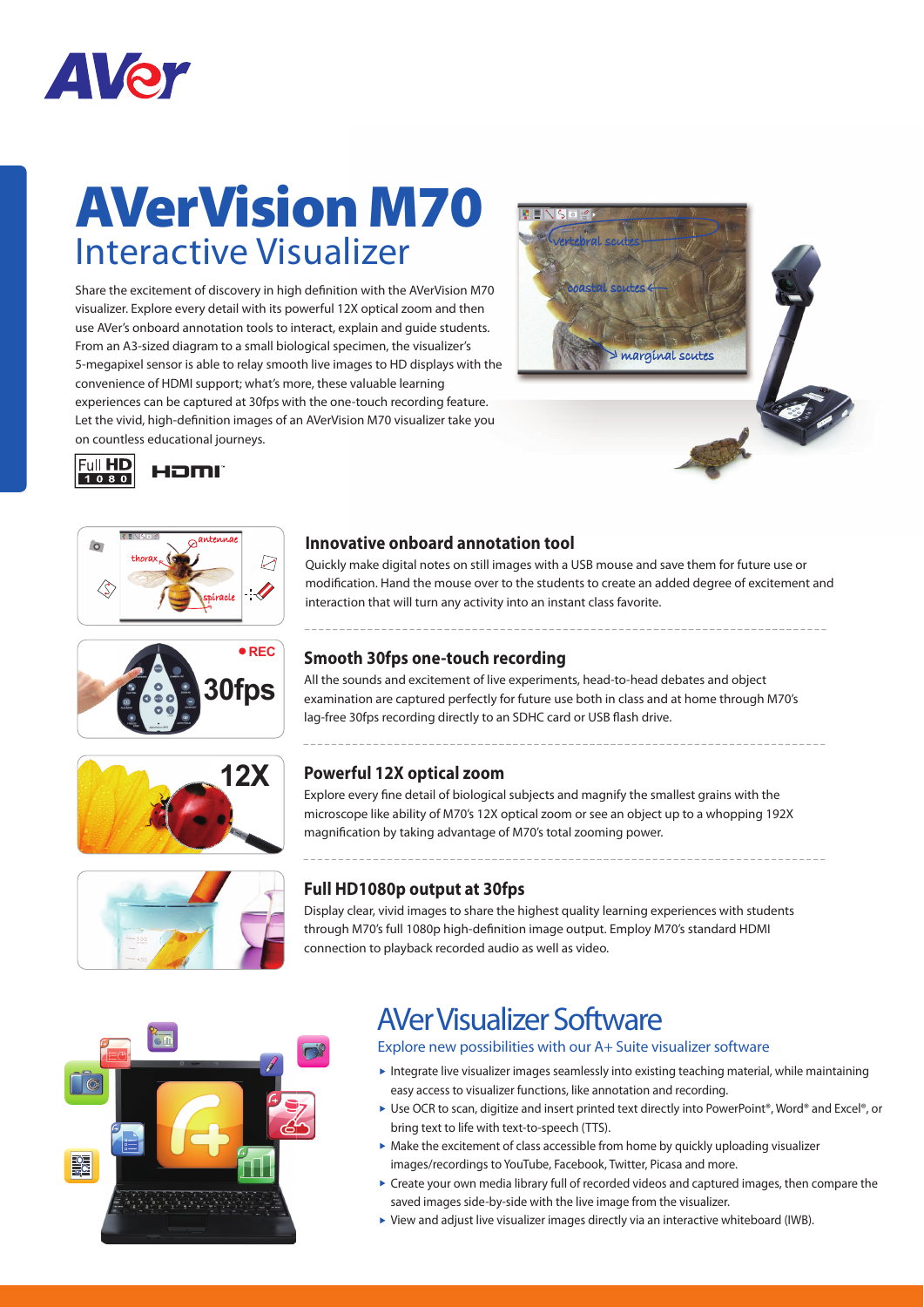# AVerVision M70

## Interactive Visualizer

Share the excitement of discovery in high definition with the AVerVision M70 visualizer. Explore every detail with its powerful 12X optical zoom and then use AVer's onboard annotation tools to interact, explain and guide students. From an A3-sized diagram to a small biological specimen, the visualizer's 5-megapixel sensor is able to relay smooth live images to HD displays with the convenience of HDMI support; what's more, these valuable learning experiences can be captured at 30fps with the one-touch recording feature. Let the vivid, high-definition images of an AVerVision M70 visualizer take you on countless educational journeys.

### Innovative onboard annotation tool

Quickly make digital notes on still images with a USB mouse and save them for future use or modification. Hand the mouse over to the students to create an added degree of excitement and interaction that will turn any activity into an instant class favorite.

### Smooth 30fps one-touch recording

All the sounds and excitement of live experiments, head-to-head debates and object examination are captured perfectly for future use both in class and at home through M70's lag-free 30fps recording directly to an SDHC card or USB flash drive.

### Powerful 12X optical zoom

Explore every fine detail of biological subjects and magnify the smallest grains with the microscope like ability of M70's 12X optical zoom or see an object up to a whopping 192X magnification by taking advantage of M70's total zooming power.

### Full HD1080p output at 30fps

Display clear, vivid images to share the highest quality learning experiences with students through M70's full 1080p high-definition image output. Employ M70's standard HDMI connection to playback recorded audio as well as video.

## AVer Visualizer Software

Explore new possibilities with our A+ Suite visualizer software

- Integrate live visualizer images seamlessly into existing teaching material, while maintaining easy access to visualizer functions, like annotation and recording.
- Use OCR to scan, digitize and insert printed text directly into PowerPoint®, Word® and Excel®, or bring text to life with text-to-speech (TTS).
- Make the excitement of class accessible from home by quickly uploading visualizer images/recordings to YouTube, Facebook, Twitter, Picasa and more.
- Create your own media library full of recorded videos and captured images, then compare the saved images side-by-side with the live image from the visualizer.
- View and adjust live visualizer images directly via an interactive whiteboard (IWB).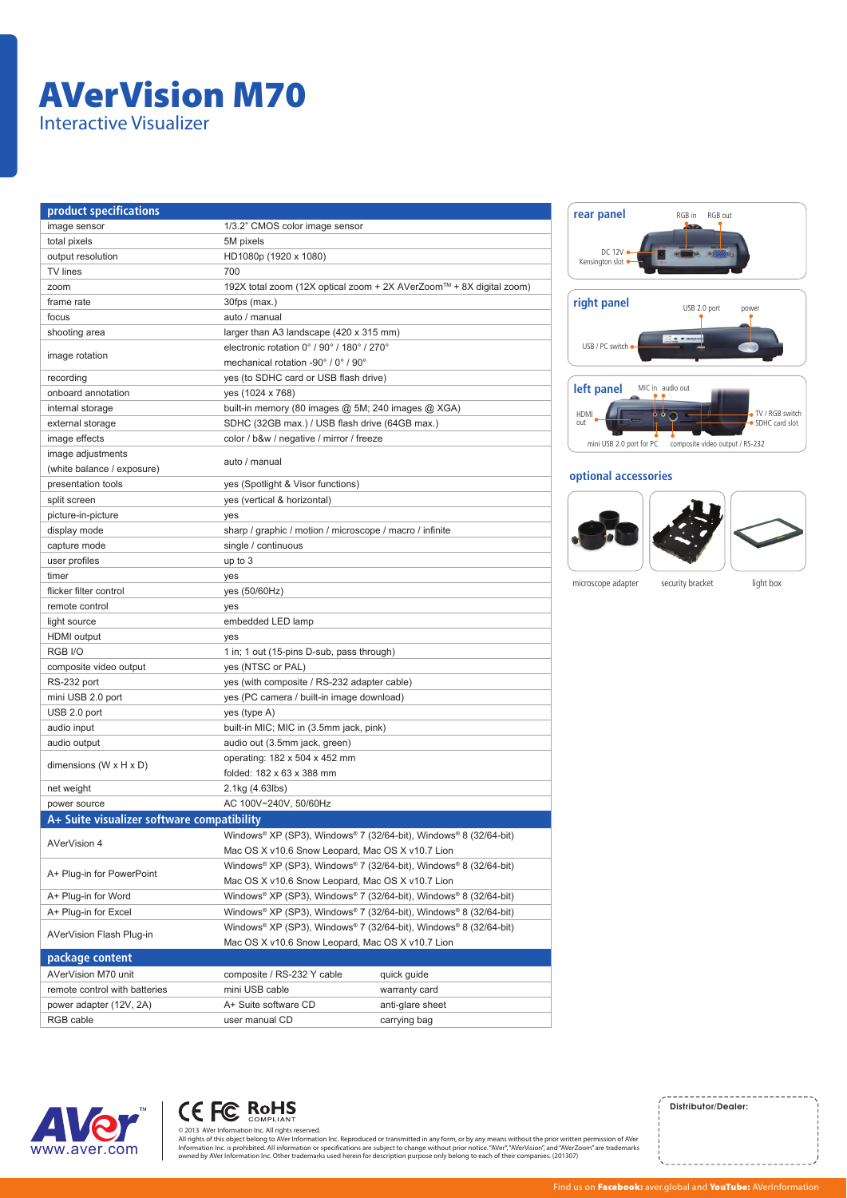# AVerVision M70

Interactive Visualizer

## product specifications

| | |
|---|---|
| image sensor | 1/3.2" CMOS color image sensor |
| total pixels | 5M pixels |
| output resolution | HD1080p (1920 x 1080) |
| TV lines | 700 |
| zoom | 192X total zoom (12X optical zoom + 2X AVerZoom™ + 8X digital zoom) |
| frame rate | 30fps (max.) |
| focus | auto / manual |
| shooting area | larger than A3 landscape (420 x 315 mm) |
| image rotation | electronic rotation 0° / 90° / 180° / 270°<br>mechanical rotation -90° / 0° / 90° |
| recording | yes (to SDHC card or USB flash drive) |
| onboard annotation | yes (1024 x 768) |
| internal storage | built-in memory (80 images @ 5M; 240 images @ XGA) |
| external storage | SDHC (32GB max.) / USB flash drive (64GB max.) |
| image effects | color / b&w / negative / mirror / freeze |
| image adjustments (white balance / exposure) | auto / manual |
| presentation tools | yes (Spotlight & Visor functions) |
| split screen | yes (vertical & horizontal) |
| picture-in-picture | yes |
| display mode | sharp / graphic / motion / microscope / macro / infinite |
| capture mode | single / continuous |
| user profiles | up to 3 |
| timer | yes |
| flicker filter control | yes (50/60Hz) |
| remote control | yes |
| light source | embedded LED lamp |
| HDMI output | yes |
| RGB I/O | 1 in; 1 out (15-pins D-sub, pass through) |
| composite video output | yes (NTSC or PAL) |
| RS-232 port | yes (with composite / RS-232 adapter cable) |
| mini USB 2.0 port | yes (PC camera / built-in image download) |
| USB 2.0 port | yes (type A) |
| audio input | built-in MIC; MIC in (3.5mm jack, pink) |
| audio output | audio out (3.5mm jack, green) |
| dimensions (W x H x D) | operating: 182 x 504 x 452 mm<br>folded: 182 x 63 x 388 mm |
| net weight | 2.1kg (4.63lbs) |
| power source | AC 100V~240V, 50/60Hz |

## A+ Suite visualizer software compatibility

| | |
|---|---|
| AVerVision 4 | Windows® XP (SP3), Windows® 7 (32/64-bit), Windows® 8 (32/64-bit)<br>Mac OS X v10.6 Snow Leopard, Mac OS X v10.7 Lion |
| A+ Plug-in for PowerPoint | Windows® XP (SP3), Windows® 7 (32/64-bit), Windows® 8 (32/64-bit)<br>Mac OS X v10.6 Snow Leopard, Mac OS X v10.7 Lion |
| A+ Plug-in for Word | Windows® XP (SP3), Windows® 7 (32/64-bit), Windows® 8 (32/64-bit) |
| A+ Plug-in for Excel | Windows® XP (SP3), Windows® 7 (32/64-bit), Windows® 8 (32/64-bit) |
| AVerVision Flash Plug-in | Windows® XP (SP3), Windows® 7 (32/64-bit), Windows® 8 (32/64-bit)<br>Mac OS X v10.6 Snow Leopard, Mac OS X v10.7 Lion |

## package content

| | | |
|---|---|---|
| AVerVision M70 unit | composite / RS-232 Y cable | quick guide |
| remote control with batteries | mini USB cable | warranty card |
| power adapter (12V, 2A) | A+ Suite software CD | anti-glare sheet |
| RGB cable | user manual CD | carrying bag |

## rear panel

RGB in
RGB out
DC 12V
Kensington slot

## right panel

USB 2.0 port
power
USB / PC switch

## left panel

MIC in
audio out
HDMI out
TV / RGB switch
SDHC card slot
mini USB 2.0 port for PC
composite video output / RS-232

## optional accessories

microscope adapter

security bracket

light box

www.aver.com

CE FC RoHS COMPLIANT

© 2013 AVer Information Inc. All rights reserved.
All rights of this object belong to AVer Information Inc. Reproduced or transmitted in any form, or by any means without the prior written permission of AVer Information Inc. is prohibited. All information or specifications are subject to change without prior notice. "AVer", "AVerVision", and "AVerZoom" are trademarks owned by AVer Information Inc. Other trademarks used herein for description purpose only belong to each of their companies. (201307)

Distributor/Dealer:

Find us on **Facebook:** aver.global and **YouTube:** AVerInformation